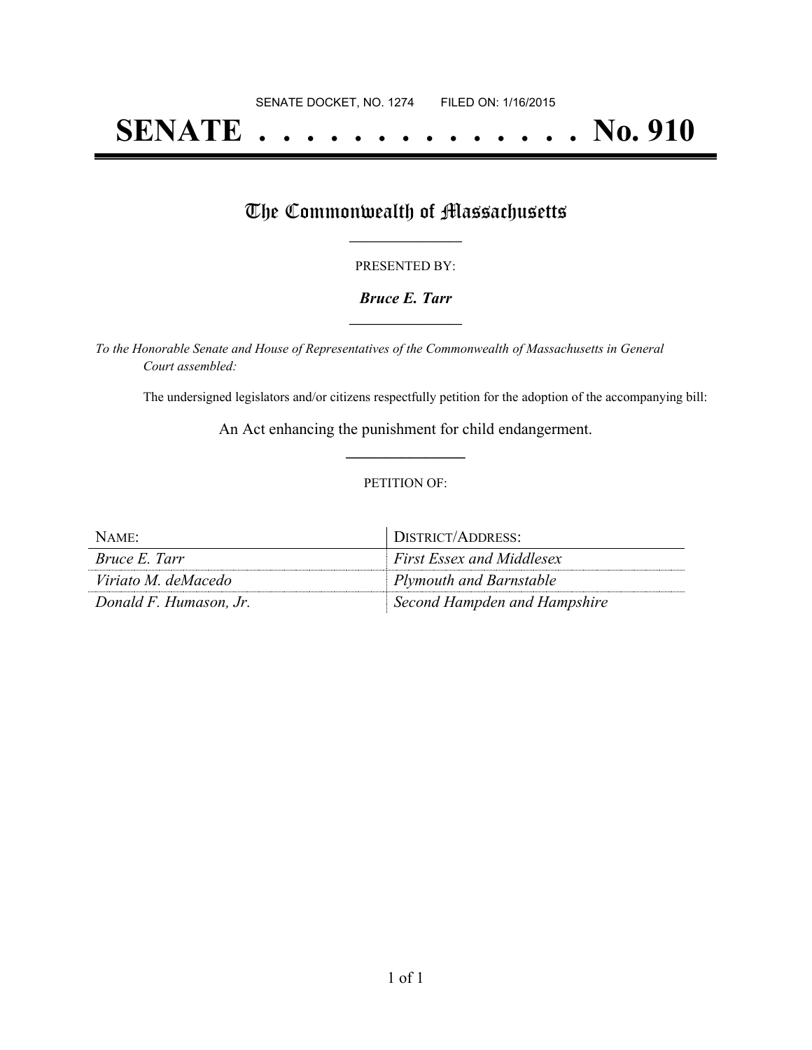SENATE DOCKET, NO. 1274        FILED ON: 1/16/2015

# SENATE . . . . . . . . . . . . . . No. 910

## The Commonwealth of Massachusetts

PRESENTED BY:

***Bruce E. Tarr***

*To the Honorable Senate and House of Representatives of the Commonwealth of Massachusetts in General Court assembled:*

The undersigned legislators and/or citizens respectfully petition for the adoption of the accompanying bill:

An Act enhancing the punishment for child endangerment.

PETITION OF:

| NAME: | DISTRICT/ADDRESS: |
| --- | --- |
| *Bruce E. Tarr* | *First Essex and Middlesex* |
| *Viriato M. deMacedo* | *Plymouth and Barnstable* |
| *Donald F. Humason, Jr.* | *Second Hampden and Hampshire* |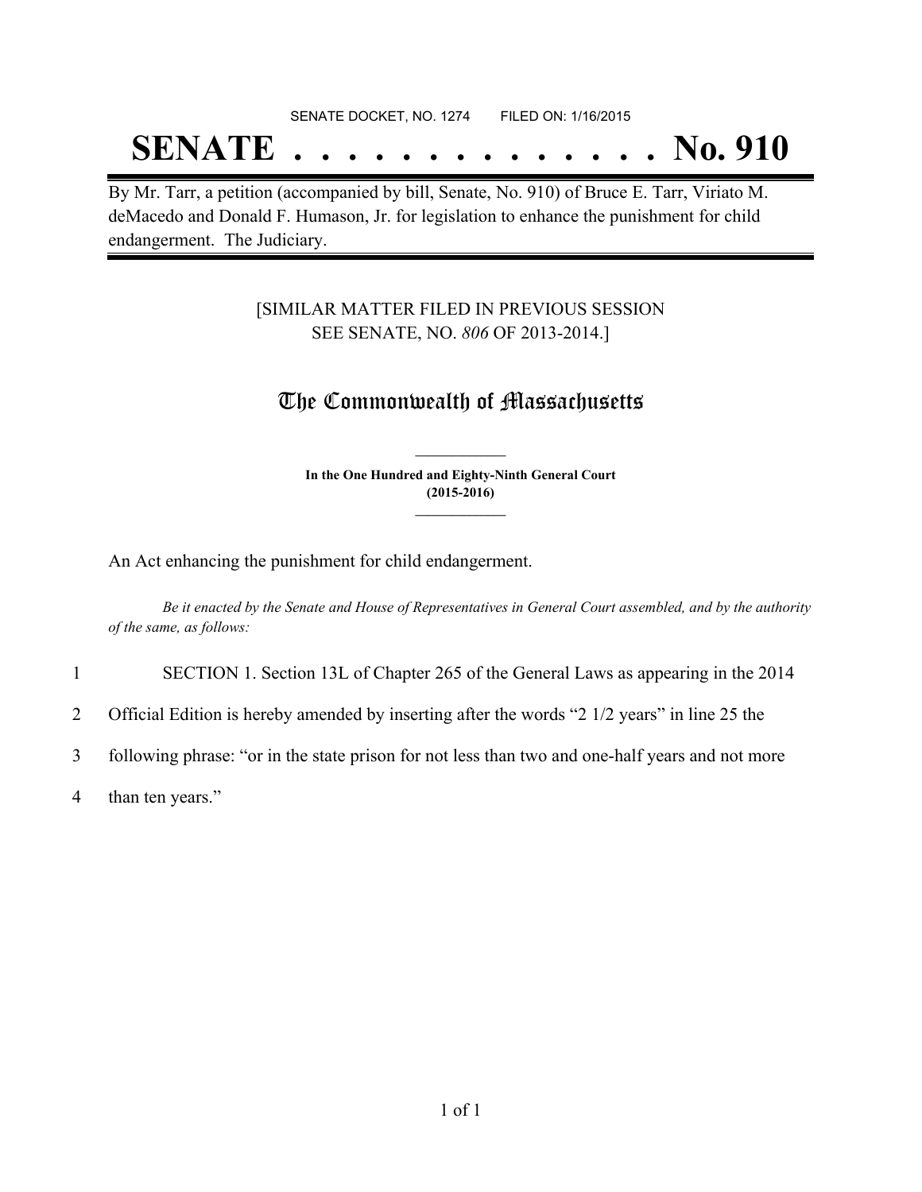SENATE DOCKET, NO. 1274        FILED ON: 1/16/2015

# SENATE . . . . . . . . . . . . . . No. 910

By Mr. Tarr, a petition (accompanied by bill, Senate, No. 910) of Bruce E. Tarr, Viriato M. deMacedo and Donald F. Humason, Jr. for legislation to enhance the punishment for child endangerment. The Judiciary.

[SIMILAR MATTER FILED IN PREVIOUS SESSION
SEE SENATE, NO. *806* OF 2013-2014.]

## The Commonwealth of Massachusetts

**In the One Hundred and Eighty-Ninth General Court**
**(2015-2016)**

An Act enhancing the punishment for child endangerment.

*Be it enacted by the Senate and House of Representatives in General Court assembled, and by the authority of the same, as follows:*

1 SECTION 1. Section 13L of Chapter 265 of the General Laws as appearing in the 2014
2 Official Edition is hereby amended by inserting after the words "2 1/2 years" in line 25 the
3 following phrase: "or in the state prison for not less than two and one-half years and not more
4 than ten years."